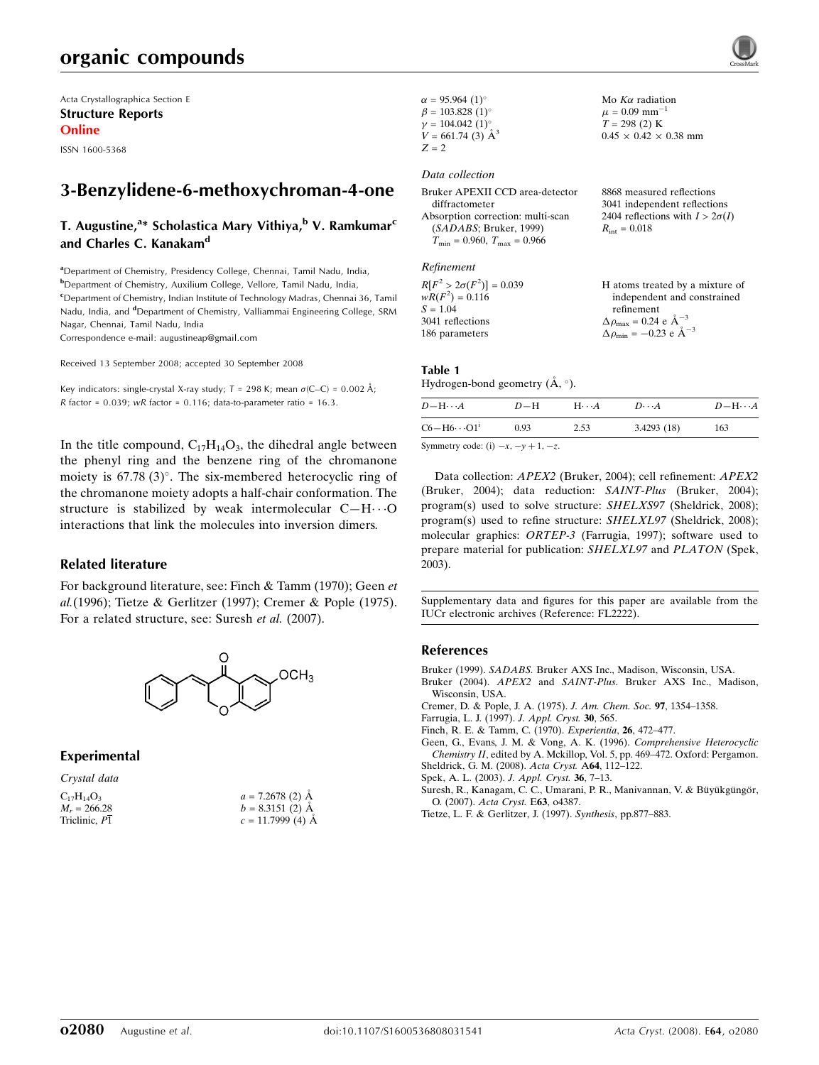Acta Crystallographica Section E

**Structure Reports Online**

ISSN 1600-5368

# 3-Benzylidene-6-methoxychroman-4-one

**T. Augustine,[a]* Scholastica Mary Vithiya,[b] V. Ramkumar[c] and Charles C. Kanakam[d]**

[a]Department of Chemistry, Presidency College, Chennai, Tamil Nadu, India, [b]Department of Chemistry, Auxilium College, Vellore, Tamil Nadu, India, [c]Department of Chemistry, Indian Institute of Technology Madras, Chennai 36, Tamil Nadu, India, and [d]Department of Chemistry, Valliammai Engineering College, SRM Nagar, Chennai, Tamil Nadu, India

Correspondence e-mail: augustineap@gmail.com

Received 13 September 2008; accepted 30 September 2008

Key indicators: single-crystal X-ray study; $T$ = 298 K; mean $\sigma$(C–C) = 0.002 Å; $R$ factor = 0.039; $wR$ factor = 0.116; data-to-parameter ratio = 16.3.

In the title compound, $C_{17}H_{14}O_3$, the dihedral angle between the phenyl ring and the benzene ring of the chromanone moiety is 67.78 (3)°. The six-membered heterocyclic ring of the chromanone moiety adopts a half-chair conformation. The structure is stabilized by weak intermolecular C—H⋯O interactions that link the molecules into inversion dimers.

## Related literature

For background literature, see: Finch & Tamm (1970); Geen *et al.* (1996); Tietze & Gerlitzer (1997); Cremer & Pople (1975). For a related structure, see: Suresh *et al.* (2007).

## Experimental

### Crystal data

$C_{17}H_{14}O_3$

$M_r$ = 266.28

Triclinic, $P\bar{1}$

$a$ = 7.2678 (2) Å

$b$ = 8.3151 (2) Å

$c$ = 11.7999 (4) Å

$\alpha$ = 95.964 (1)°

$\beta$ = 103.828 (1)°

$\gamma$ = 104.042 (1)°

$V$ = 661.74 (3) Å$^3$

$Z$ = 2

Mo $K\alpha$ radiation

$\mu$ = 0.09 mm$^{-1}$

$T$ = 298 (2) K

0.45 × 0.42 × 0.38 mm

### Data collection

Bruker APEXII CCD area-detector diffractometer

Absorption correction: multi-scan (*SADABS*; Bruker, 1999)

$T_{min}$ = 0.960, $T_{max}$ = 0.966

8868 measured reflections

3041 independent reflections

2404 reflections with $I > 2\sigma(I)$

$R_{int}$ = 0.018

### Refinement

$R[F^2 > 2\sigma(F^2)]$ = 0.039

$wR(F^2)$ = 0.116

$S$ = 1.04

3041 reflections

186 parameters

H atoms treated by a mixture of independent and constrained refinement

$\Delta\rho_{max}$ = 0.24 e Å$^{-3}$

$\Delta\rho_{min}$ = −0.23 e Å$^{-3}$

**Table 1**
Hydrogen-bond geometry (Å, °).

| $D$—H⋯$A$ | $D$—H | H⋯$A$ | $D$⋯$A$ | $D$—H⋯$A$ |
|---|---|---|---|---|
| C6—H6⋯O1$^{i}$ | 0.93 | 2.53 | 3.4293 (18) | 163 |

Symmetry code: (i) $-x, -y+1, -z$.

Data collection: *APEX2* (Bruker, 2004); cell refinement: *APEX2* (Bruker, 2004); data reduction: *SAINT-Plus* (Bruker, 2004); program(s) used to solve structure: *SHELXS97* (Sheldrick, 2008); program(s) used to refine structure: *SHELXL97* (Sheldrick, 2008); molecular graphics: *ORTEP-3* (Farrugia, 1997); software used to prepare material for publication: *SHELXL97* and *PLATON* (Spek, 2003).

Supplementary data and figures for this paper are available from the IUCr electronic archives (Reference: FL2222).

## References

Bruker (1999). *SADABS*. Bruker AXS Inc., Madison, Wisconsin, USA.

Bruker (2004). *APEX2* and *SAINT-Plus*. Bruker AXS Inc., Madison, Wisconsin, USA.

Cremer, D. & Pople, J. A. (1975). *J. Am. Chem. Soc.* **97**, 1354–1358.

Farrugia, L. J. (1997). *J. Appl. Cryst.* **30**, 565.

Finch, R. E. & Tamm, C. (1970). *Experientia*, **26**, 472–477.

Geen, G., Evans, J. M. & Vong, A. K. (1996). *Comprehensive Heterocyclic Chemistry II*, edited by A. Mckillop, Vol. 5, pp. 469–472. Oxford: Pergamon.

Sheldrick, G. M. (2008). *Acta Cryst.* A**64**, 112–122.

Spek, A. L. (2003). *J. Appl. Cryst.* **36**, 7–13.

Suresh, R., Kanagam, C. C., Umarani, P. R., Manivannan, V. & Büyükgüngör, O. (2007). *Acta Cryst.* E**63**, o4387.

Tietze, L. F. & Gerlitzer, J. (1997). *Synthesis*, pp.877–883.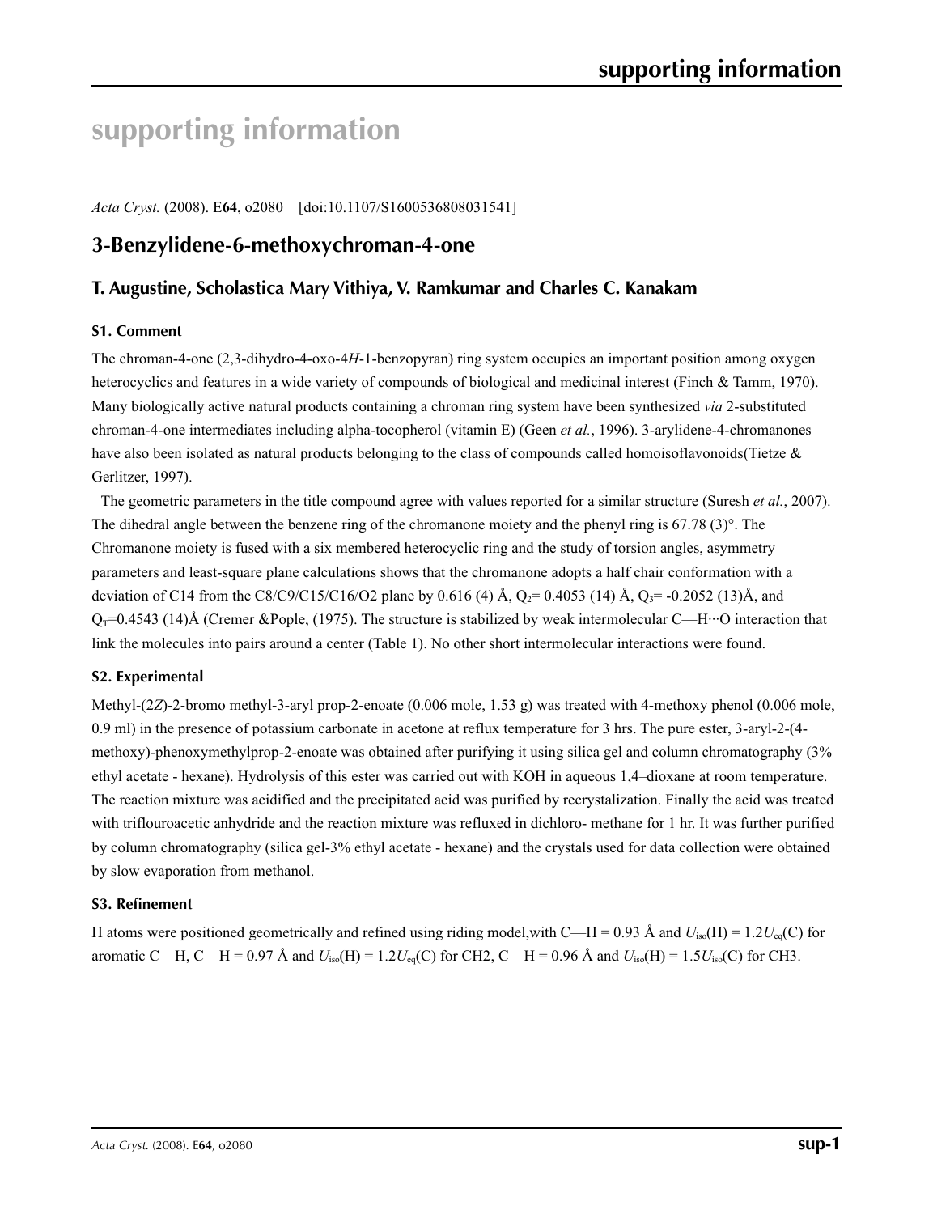# supporting information

*Acta Cryst.* (2008). E**64**, o2080    [doi:10.1107/S1600536808031541]

## 3-Benzylidene-6-methoxychroman-4-one

### T. Augustine, Scholastica Mary Vithiya, V. Ramkumar and Charles C. Kanakam

#### S1. Comment

The chroman-4-one (2,3-dihydro-4-oxo-4*H*-1-benzopyran) ring system occupies an important position among oxygen heterocyclics and features in a wide variety of compounds of biological and medicinal interest (Finch & Tamm, 1970). Many biologically active natural products containing a chroman ring system have been synthesized *via* 2-substituted chroman-4-one intermediates including alpha-tocopherol (vitamin E) (Geen *et al.*, 1996). 3-arylidene-4-chromanones have also been isolated as natural products belonging to the class of compounds called homoisoflavonoids(Tietze & Gerlitzer, 1997).

The geometric parameters in the title compound agree with values reported for a similar structure (Suresh *et al.*, 2007). The dihedral angle between the benzene ring of the chromanone moiety and the phenyl ring is 67.78 (3)°. The Chromanone moiety is fused with a six membered heterocyclic ring and the study of torsion angles, asymmetry parameters and least-square plane calculations shows that the chromanone adopts a half chair conformation with a deviation of C14 from the C8/C9/C15/C16/O2 plane by 0.616 (4) Å, $Q_2$= 0.4053 (14) Å, $Q_3$= -0.2052 (13)Å, and $Q_T$=0.4543 (14)Å (Cremer &Pople, (1975). The structure is stabilized by weak intermolecular C—H···O interaction that link the molecules into pairs around a center (Table 1). No other short intermolecular interactions were found.

#### S2. Experimental

Methyl-(2*Z*)-2-bromo methyl-3-aryl prop-2-enoate (0.006 mole, 1.53 g) was treated with 4-methoxy phenol (0.006 mole, 0.9 ml) in the presence of potassium carbonate in acetone at reflux temperature for 3 hrs. The pure ester, 3-aryl-2-(4-methoxy)-phenoxymethylprop-2-enoate was obtained after purifying it using silica gel and column chromatography (3% ethyl acetate - hexane). Hydrolysis of this ester was carried out with KOH in aqueous 1,4–dioxane at room temperature. The reaction mixture was acidified and the precipitated acid was purified by recrystalization. Finally the acid was treated with triflouroacetic anhydride and the reaction mixture was refluxed in dichloro- methane for 1 hr. It was further purified by column chromatography (silica gel-3% ethyl acetate - hexane) and the crystals used for data collection were obtained by slow evaporation from methanol.

#### S3. Refinement

H atoms were positioned geometrically and refined using riding model,with C—H = 0.93 Å and $U_{iso}$(H) = 1.2$U_{eq}$(C) for aromatic C—H, C—H = 0.97 Å and $U_{iso}$(H) = 1.2$U_{eq}$(C) for CH2, C—H = 0.96 Å and $U_{iso}$(H) = 1.5$U_{iso}$(C) for CH3.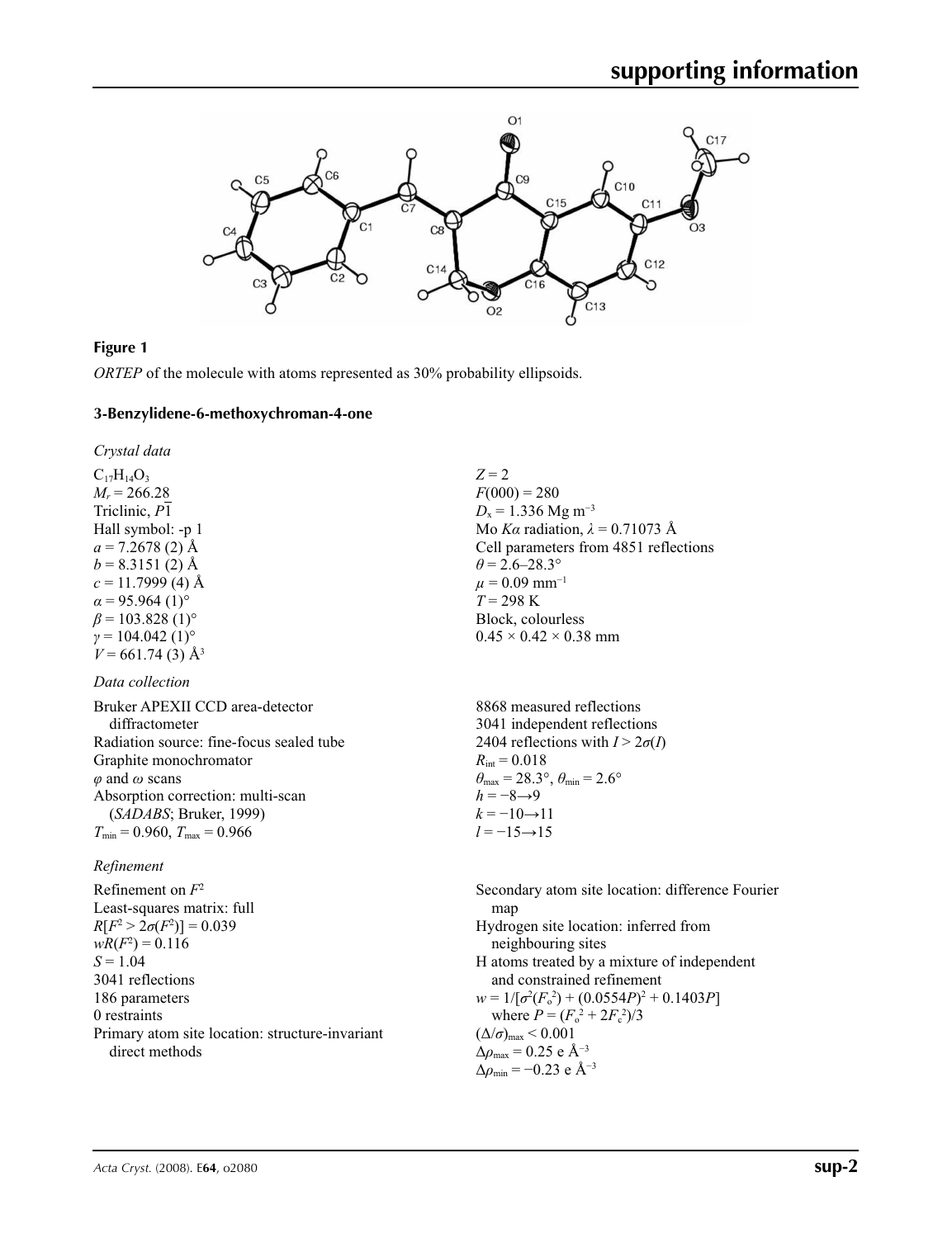**Figure 1**

*ORTEP* of the molecule with atoms represented as 30% probability ellipsoids.

**3-Benzylidene-6-methoxychroman-4-one**

*Crystal data*

$C_{17}H_{14}O_3$
$M_r = 266.28$
Triclinic, $P\overline{1}$
Hall symbol: -p 1
$a = 7.2678$ (2) Å
$b = 8.3151$ (2) Å
$c = 11.7999$ (4) Å
$\alpha = 95.964$ (1)°
$\beta = 103.828$ (1)°
$\gamma = 104.042$ (1)°
$V = 661.74$ (3) Å$^3$
$Z = 2$
$F(000) = 280$
$D_x = 1.336$ Mg m$^{-3}$
Mo $K\alpha$ radiation, $\lambda = 0.71073$ Å
Cell parameters from 4851 reflections
$\theta = 2.6$–28.3°
$\mu = 0.09$ mm$^{-1}$
$T = 298$ K
Block, colourless
0.45 × 0.42 × 0.38 mm

*Data collection*

Bruker APEXII CCD area-detector diffractometer
Radiation source: fine-focus sealed tube
Graphite monochromator
$\varphi$ and $\omega$ scans
Absorption correction: multi-scan (*SADABS*; Bruker, 1999)
$T_{min} = 0.960$, $T_{max} = 0.966$
8868 measured reflections
3041 independent reflections
2404 reflections with $I > 2\sigma(I)$
$R_{int} = 0.018$
$\theta_{max} = 28.3°$, $\theta_{min} = 2.6°$
$h = -8 \rightarrow 9$
$k = -10 \rightarrow 11$
$l = -15 \rightarrow 15$

*Refinement*

Refinement on $F^2$
Least-squares matrix: full
$R[F^2 > 2\sigma(F^2)] = 0.039$
$wR(F^2) = 0.116$
$S = 1.04$
3041 reflections
186 parameters
0 restraints
Primary atom site location: structure-invariant direct methods
Secondary atom site location: difference Fourier map
Hydrogen site location: inferred from neighbouring sites
H atoms treated by a mixture of independent and constrained refinement
$w = 1/[\sigma^2(F_o^2) + (0.0554P)^2 + 0.1403P]$ where $P = (F_o^2 + 2F_c^2)/3$
$(\Delta/\sigma)_{max} < 0.001$
$\Delta\rho_{max} = 0.25$ e Å$^{-3}$
$\Delta\rho_{min} = -0.23$ e Å$^{-3}$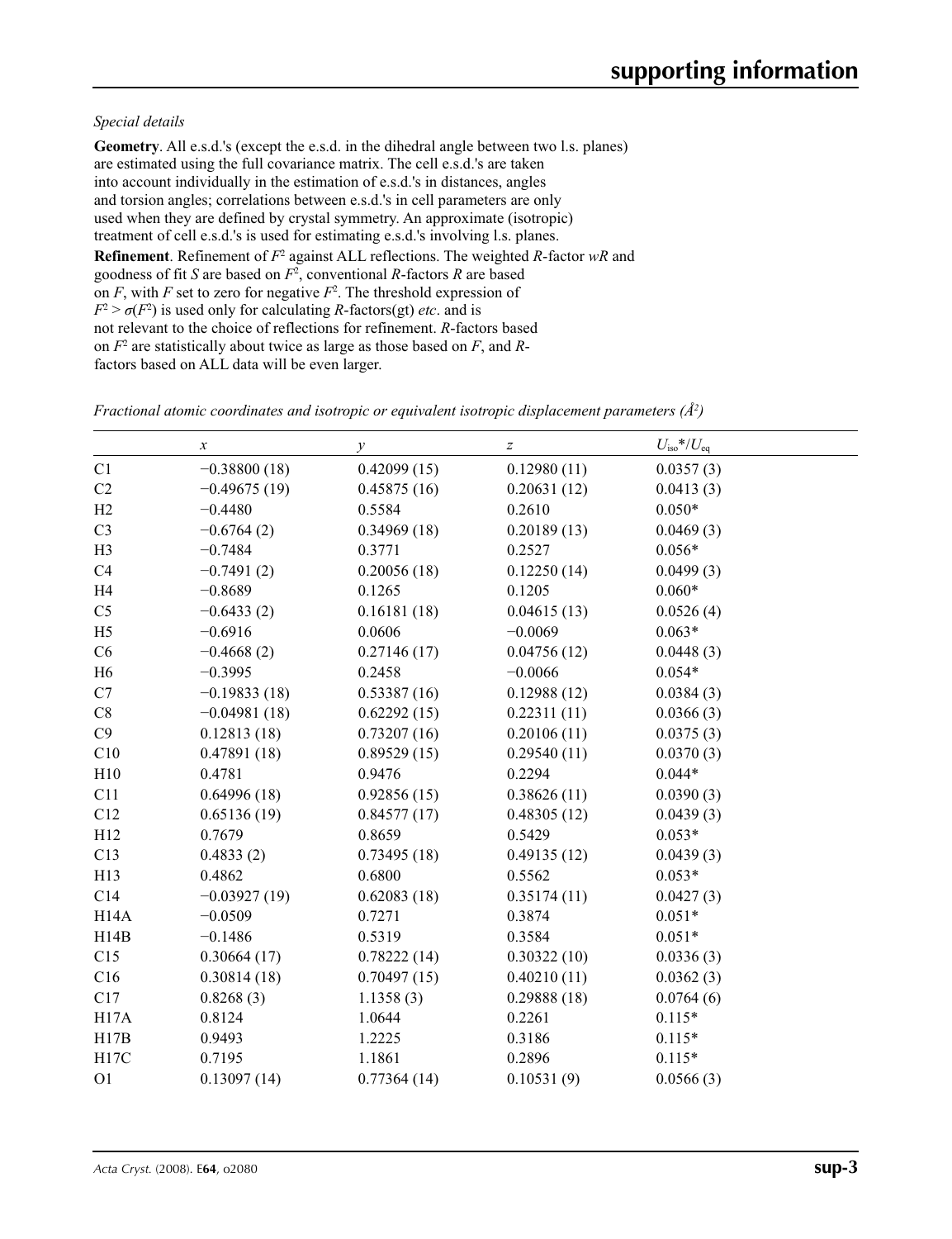*Special details*

**Geometry**. All e.s.d.'s (except the e.s.d. in the dihedral angle between two l.s. planes) are estimated using the full covariance matrix. The cell e.s.d.'s are taken into account individually in the estimation of e.s.d.'s in distances, angles and torsion angles; correlations between e.s.d.'s in cell parameters are only used when they are defined by crystal symmetry. An approximate (isotropic) treatment of cell e.s.d.'s is used for estimating e.s.d.'s involving l.s. planes.

**Refinement**. Refinement of $F^2$ against ALL reflections. The weighted $R$-factor $wR$ and goodness of fit $S$ are based on $F^2$, conventional $R$-factors $R$ are based on $F$, with $F$ set to zero for negative $F^2$. The threshold expression of $F^2 > \sigma(F^2)$ is used only for calculating $R$-factors(gt) *etc*. and is not relevant to the choice of reflections for refinement. $R$-factors based on $F^2$ are statistically about twice as large as those based on $F$, and $R$-factors based on ALL data will be even larger.

*Fractional atomic coordinates and isotropic or equivalent isotropic displacement parameters (Å²)*

| | $x$ | $y$ | $z$ | $U_{iso}$*/$U_{eq}$ |
|---|---|---|---|---|
| C1 | −0.38800 (18) | 0.42099 (15) | 0.12980 (11) | 0.0357 (3) |
| C2 | −0.49675 (19) | 0.45875 (16) | 0.20631 (12) | 0.0413 (3) |
| H2 | −0.4480 | 0.5584 | 0.2610 | 0.050* |
| C3 | −0.6764 (2) | 0.34969 (18) | 0.20189 (13) | 0.0469 (3) |
| H3 | −0.7484 | 0.3771 | 0.2527 | 0.056* |
| C4 | −0.7491 (2) | 0.20056 (18) | 0.12250 (14) | 0.0499 (3) |
| H4 | −0.8689 | 0.1265 | 0.1205 | 0.060* |
| C5 | −0.6433 (2) | 0.16181 (18) | 0.04615 (13) | 0.0526 (4) |
| H5 | −0.6916 | 0.0606 | −0.0069 | 0.063* |
| C6 | −0.4668 (2) | 0.27146 (17) | 0.04756 (12) | 0.0448 (3) |
| H6 | −0.3995 | 0.2458 | −0.0066 | 0.054* |
| C7 | −0.19833 (18) | 0.53387 (16) | 0.12988 (12) | 0.0384 (3) |
| C8 | −0.04981 (18) | 0.62292 (15) | 0.22311 (11) | 0.0366 (3) |
| C9 | 0.12813 (18) | 0.73207 (16) | 0.20106 (11) | 0.0375 (3) |
| C10 | 0.47891 (18) | 0.89529 (15) | 0.29540 (11) | 0.0370 (3) |
| H10 | 0.4781 | 0.9476 | 0.2294 | 0.044* |
| C11 | 0.64996 (18) | 0.92856 (15) | 0.38626 (11) | 0.0390 (3) |
| C12 | 0.65136 (19) | 0.84577 (17) | 0.48305 (12) | 0.0439 (3) |
| H12 | 0.7679 | 0.8659 | 0.5429 | 0.053* |
| C13 | 0.4833 (2) | 0.73495 (18) | 0.49135 (12) | 0.0439 (3) |
| H13 | 0.4862 | 0.6800 | 0.5562 | 0.053* |
| C14 | −0.03927 (19) | 0.62083 (18) | 0.35174 (11) | 0.0427 (3) |
| H14A | −0.0509 | 0.7271 | 0.3874 | 0.051* |
| H14B | −0.1486 | 0.5319 | 0.3584 | 0.051* |
| C15 | 0.30664 (17) | 0.78222 (14) | 0.30322 (10) | 0.0336 (3) |
| C16 | 0.30814 (18) | 0.70497 (15) | 0.40210 (11) | 0.0362 (3) |
| C17 | 0.8268 (3) | 1.1358 (3) | 0.29888 (18) | 0.0764 (6) |
| H17A | 0.8124 | 1.0644 | 0.2261 | 0.115* |
| H17B | 0.9493 | 1.2225 | 0.3186 | 0.115* |
| H17C | 0.7195 | 1.1861 | 0.2896 | 0.115* |
| O1 | 0.13097 (14) | 0.77364 (14) | 0.10531 (9) | 0.0566 (3) |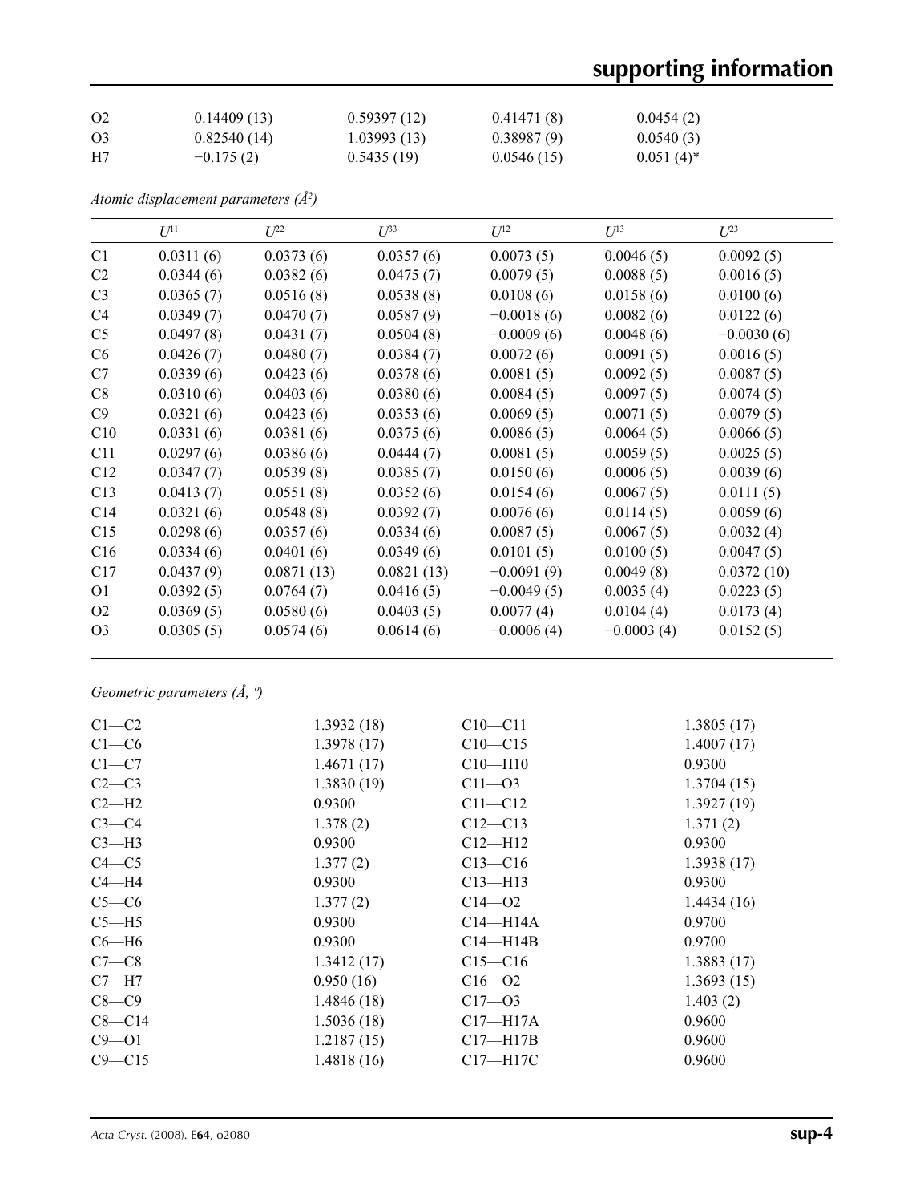| | | | | |
|---|---|---|---|---|
| O2 | 0.14409 (13) | 0.59397 (12) | 0.41471 (8) | 0.0454 (2) |
| O3 | 0.82540 (14) | 1.03993 (13) | 0.38987 (9) | 0.0540 (3) |
| H7 | −0.175 (2) | 0.5435 (19) | 0.0546 (15) | 0.051 (4)* |

*Atomic displacement parameters (Å²)*

| | $U^{11}$ | $U^{22}$ | $U^{33}$ | $U^{12}$ | $U^{13}$ | $U^{23}$ |
|---|---|---|---|---|---|---|
| C1 | 0.0311 (6) | 0.0373 (6) | 0.0357 (6) | 0.0073 (5) | 0.0046 (5) | 0.0092 (5) |
| C2 | 0.0344 (6) | 0.0382 (6) | 0.0475 (7) | 0.0079 (5) | 0.0088 (5) | 0.0016 (5) |
| C3 | 0.0365 (7) | 0.0516 (8) | 0.0538 (8) | 0.0108 (6) | 0.0158 (6) | 0.0100 (6) |
| C4 | 0.0349 (7) | 0.0470 (7) | 0.0587 (9) | −0.0018 (6) | 0.0082 (6) | 0.0122 (6) |
| C5 | 0.0497 (8) | 0.0431 (7) | 0.0504 (8) | −0.0009 (6) | 0.0048 (6) | −0.0030 (6) |
| C6 | 0.0426 (7) | 0.0480 (7) | 0.0384 (7) | 0.0072 (6) | 0.0091 (5) | 0.0016 (5) |
| C7 | 0.0339 (6) | 0.0423 (6) | 0.0378 (6) | 0.0081 (5) | 0.0092 (5) | 0.0087 (5) |
| C8 | 0.0310 (6) | 0.0403 (6) | 0.0380 (6) | 0.0084 (5) | 0.0097 (5) | 0.0074 (5) |
| C9 | 0.0321 (6) | 0.0423 (6) | 0.0353 (6) | 0.0069 (5) | 0.0071 (5) | 0.0079 (5) |
| C10 | 0.0331 (6) | 0.0381 (6) | 0.0375 (6) | 0.0086 (5) | 0.0064 (5) | 0.0066 (5) |
| C11 | 0.0297 (6) | 0.0386 (6) | 0.0444 (7) | 0.0081 (5) | 0.0059 (5) | 0.0025 (5) |
| C12 | 0.0347 (7) | 0.0539 (8) | 0.0385 (7) | 0.0150 (6) | 0.0006 (5) | 0.0039 (6) |
| C13 | 0.0413 (7) | 0.0551 (8) | 0.0352 (6) | 0.0154 (6) | 0.0067 (5) | 0.0111 (5) |
| C14 | 0.0321 (6) | 0.0548 (8) | 0.0392 (7) | 0.0076 (6) | 0.0114 (5) | 0.0059 (6) |
| C15 | 0.0298 (6) | 0.0357 (6) | 0.0334 (6) | 0.0087 (5) | 0.0067 (5) | 0.0032 (4) |
| C16 | 0.0334 (6) | 0.0401 (6) | 0.0349 (6) | 0.0101 (5) | 0.0100 (5) | 0.0047 (5) |
| C17 | 0.0437 (9) | 0.0871 (13) | 0.0821 (13) | −0.0091 (9) | 0.0049 (8) | 0.0372 (10) |
| O1 | 0.0392 (5) | 0.0764 (7) | 0.0416 (5) | −0.0049 (5) | 0.0035 (4) | 0.0223 (5) |
| O2 | 0.0369 (5) | 0.0580 (6) | 0.0403 (5) | 0.0077 (4) | 0.0104 (4) | 0.0173 (4) |
| O3 | 0.0305 (5) | 0.0574 (6) | 0.0614 (6) | −0.0006 (4) | −0.0003 (4) | 0.0152 (5) |

*Geometric parameters (Å, º)*

| | | | |
|---|---|---|---|
| C1—C2 | 1.3932 (18) | C10—C11 | 1.3805 (17) |
| C1—C6 | 1.3978 (17) | C10—C15 | 1.4007 (17) |
| C1—C7 | 1.4671 (17) | C10—H10 | 0.9300 |
| C2—C3 | 1.3830 (19) | C11—O3 | 1.3704 (15) |
| C2—H2 | 0.9300 | C11—C12 | 1.3927 (19) |
| C3—C4 | 1.378 (2) | C12—C13 | 1.371 (2) |
| C3—H3 | 0.9300 | C12—H12 | 0.9300 |
| C4—C5 | 1.377 (2) | C13—C16 | 1.3938 (17) |
| C4—H4 | 0.9300 | C13—H13 | 0.9300 |
| C5—C6 | 1.377 (2) | C14—O2 | 1.4434 (16) |
| C5—H5 | 0.9300 | C14—H14A | 0.9700 |
| C6—H6 | 0.9300 | C14—H14B | 0.9700 |
| C7—C8 | 1.3412 (17) | C15—C16 | 1.3883 (17) |
| C7—H7 | 0.950 (16) | C16—O2 | 1.3693 (15) |
| C8—C9 | 1.4846 (18) | C17—O3 | 1.403 (2) |
| C8—C14 | 1.5036 (18) | C17—H17A | 0.9600 |
| C9—O1 | 1.2187 (15) | C17—H17B | 0.9600 |
| C9—C15 | 1.4818 (16) | C17—H17C | 0.9600 |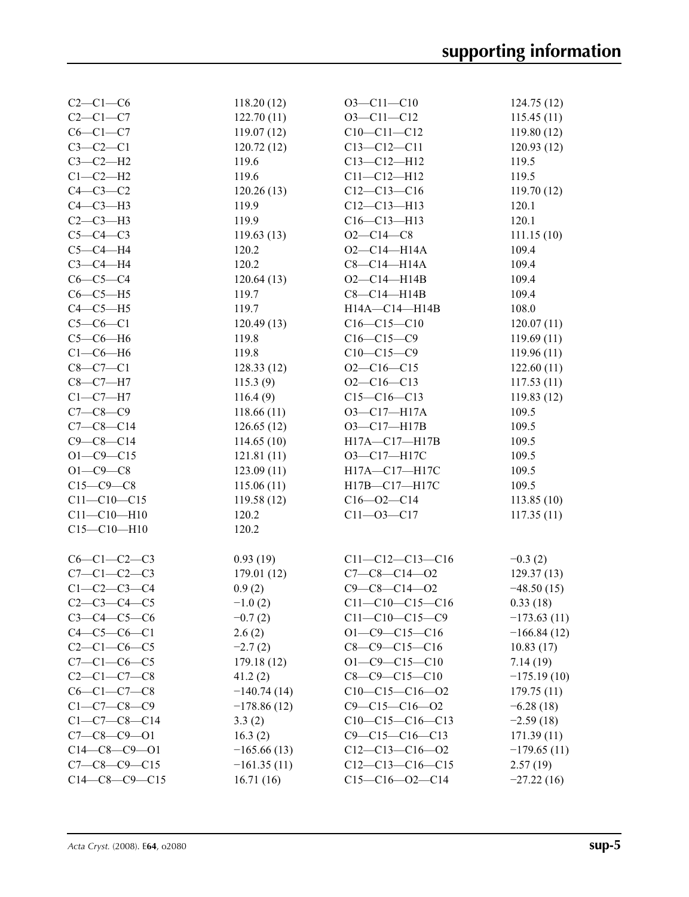| | | | |
|---|---|---|---|
| C2—C1—C6 | 118.20 (12) | O3—C11—C10 | 124.75 (12) |
| C2—C1—C7 | 122.70 (11) | O3—C11—C12 | 115.45 (11) |
| C6—C1—C7 | 119.07 (12) | C10—C11—C12 | 119.80 (12) |
| C3—C2—C1 | 120.72 (12) | C13—C12—C11 | 120.93 (12) |
| C3—C2—H2 | 119.6 | C13—C12—H12 | 119.5 |
| C1—C2—H2 | 119.6 | C11—C12—H12 | 119.5 |
| C4—C3—C2 | 120.26 (13) | C12—C13—C16 | 119.70 (12) |
| C4—C3—H3 | 119.9 | C12—C13—H13 | 120.1 |
| C2—C3—H3 | 119.9 | C16—C13—H13 | 120.1 |
| C5—C4—C3 | 119.63 (13) | O2—C14—C8 | 111.15 (10) |
| C5—C4—H4 | 120.2 | O2—C14—H14A | 109.4 |
| C3—C4—H4 | 120.2 | C8—C14—H14A | 109.4 |
| C6—C5—C4 | 120.64 (13) | O2—C14—H14B | 109.4 |
| C6—C5—H5 | 119.7 | C8—C14—H14B | 109.4 |
| C4—C5—H5 | 119.7 | H14A—C14—H14B | 108.0 |
| C5—C6—C1 | 120.49 (13) | C16—C15—C10 | 120.07 (11) |
| C5—C6—H6 | 119.8 | C16—C15—C9 | 119.69 (11) |
| C1—C6—H6 | 119.8 | C10—C15—C9 | 119.96 (11) |
| C8—C7—C1 | 128.33 (12) | O2—C16—C15 | 122.60 (11) |
| C8—C7—H7 | 115.3 (9) | O2—C16—C13 | 117.53 (11) |
| C1—C7—H7 | 116.4 (9) | C15—C16—C13 | 119.83 (12) |
| C7—C8—C9 | 118.66 (11) | O3—C17—H17A | 109.5 |
| C7—C8—C14 | 126.65 (12) | O3—C17—H17B | 109.5 |
| C9—C8—C14 | 114.65 (10) | H17A—C17—H17B | 109.5 |
| O1—C9—C15 | 121.81 (11) | O3—C17—H17C | 109.5 |
| O1—C9—C8 | 123.09 (11) | H17A—C17—H17C | 109.5 |
| C15—C9—C8 | 115.06 (11) | H17B—C17—H17C | 109.5 |
| C11—C10—C15 | 119.58 (12) | C16—O2—C14 | 113.85 (10) |
| C11—C10—H10 | 120.2 | C11—O3—C17 | 117.35 (11) |
| C15—C10—H10 | 120.2 | | |

| | | | |
|---|---|---|---|
| C6—C1—C2—C3 | 0.93 (19) | C11—C12—C13—C16 | −0.3 (2) |
| C7—C1—C2—C3 | 179.01 (12) | C7—C8—C14—O2 | 129.37 (13) |
| C1—C2—C3—C4 | 0.9 (2) | C9—C8—C14—O2 | −48.50 (15) |
| C2—C3—C4—C5 | −1.0 (2) | C11—C10—C15—C16 | 0.33 (18) |
| C3—C4—C5—C6 | −0.7 (2) | C11—C10—C15—C9 | −173.63 (11) |
| C4—C5—C6—C1 | 2.6 (2) | O1—C9—C15—C16 | −166.84 (12) |
| C2—C1—C6—C5 | −2.7 (2) | C8—C9—C15—C16 | 10.83 (17) |
| C7—C1—C6—C5 | 179.18 (12) | O1—C9—C15—C10 | 7.14 (19) |
| C2—C1—C7—C8 | 41.2 (2) | C8—C9—C15—C10 | −175.19 (10) |
| C6—C1—C7—C8 | −140.74 (14) | C10—C15—C16—O2 | 179.75 (11) |
| C1—C7—C8—C9 | −178.86 (12) | C9—C15—C16—O2 | −6.28 (18) |
| C1—C7—C8—C14 | 3.3 (2) | C10—C15—C16—C13 | −2.59 (18) |
| C7—C8—C9—O1 | 16.3 (2) | C9—C15—C16—C13 | 171.39 (11) |
| C14—C8—C9—O1 | −165.66 (13) | C12—C13—C16—O2 | −179.65 (11) |
| C7—C8—C9—C15 | −161.35 (11) | C12—C13—C16—C15 | 2.57 (19) |
| C14—C8—C9—C15 | 16.71 (16) | C15—C16—O2—C14 | −27.22 (16) |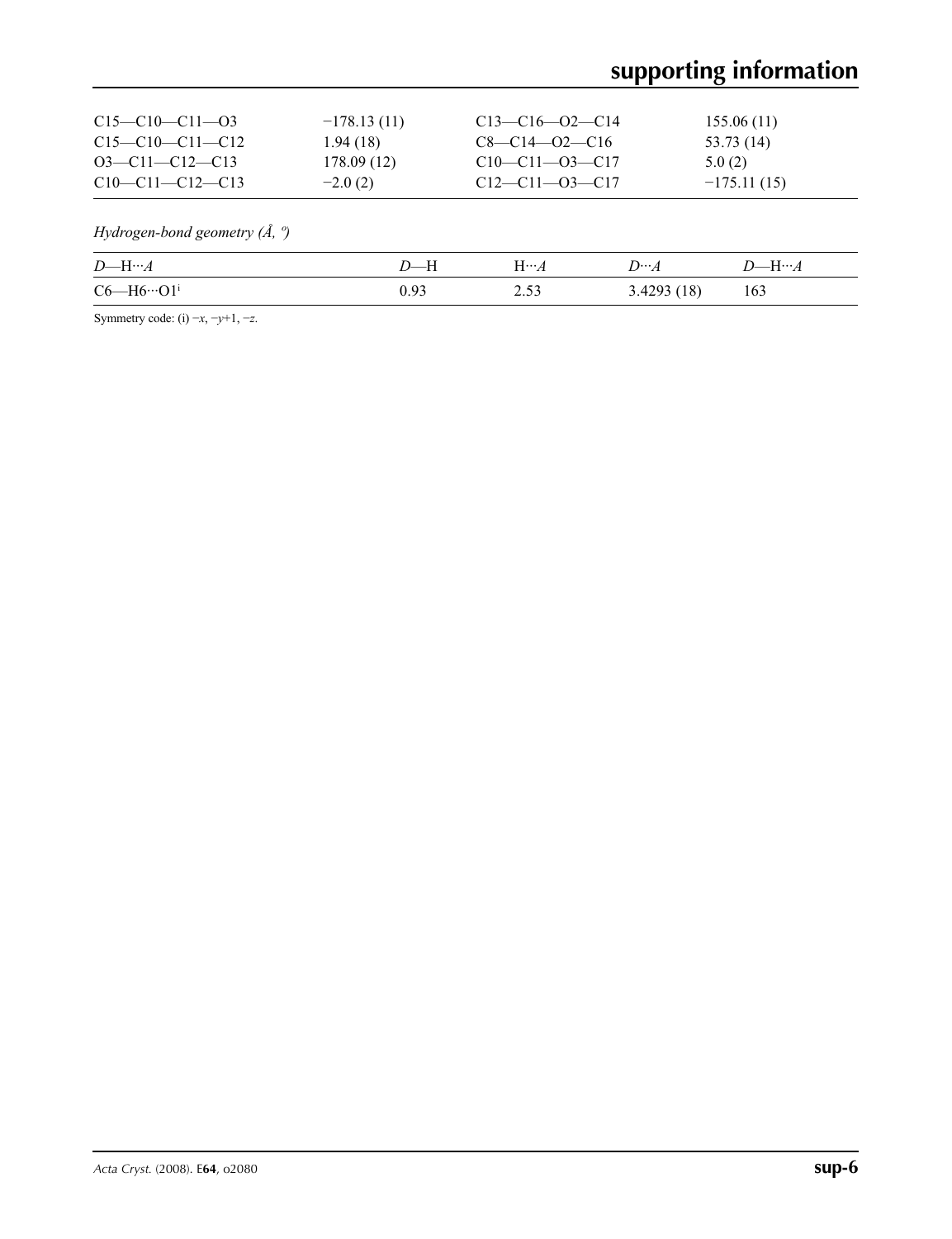| | | | |
|---|---|---|---|
| C15—C10—C11—O3 | −178.13 (11) | C13—C16—O2—C14 | 155.06 (11) |
| C15—C10—C11—C12 | 1.94 (18) | C8—C14—O2—C16 | 53.73 (14) |
| O3—C11—C12—C13 | 178.09 (12) | C10—C11—O3—C17 | 5.0 (2) |
| C10—C11—C12—C13 | −2.0 (2) | C12—C11—O3—C17 | −175.11 (15) |

*Hydrogen-bond geometry (Å, º)*

| *D*—H···*A* | *D*—H | H···*A* | *D*···*A* | *D*—H···*A* |
|---|---|---|---|---|
| C6—H6···O1[i] | 0.93 | 2.53 | 3.4293 (18) | 163 |

Symmetry code: (i) −*x*, −*y*+1, −*z*.